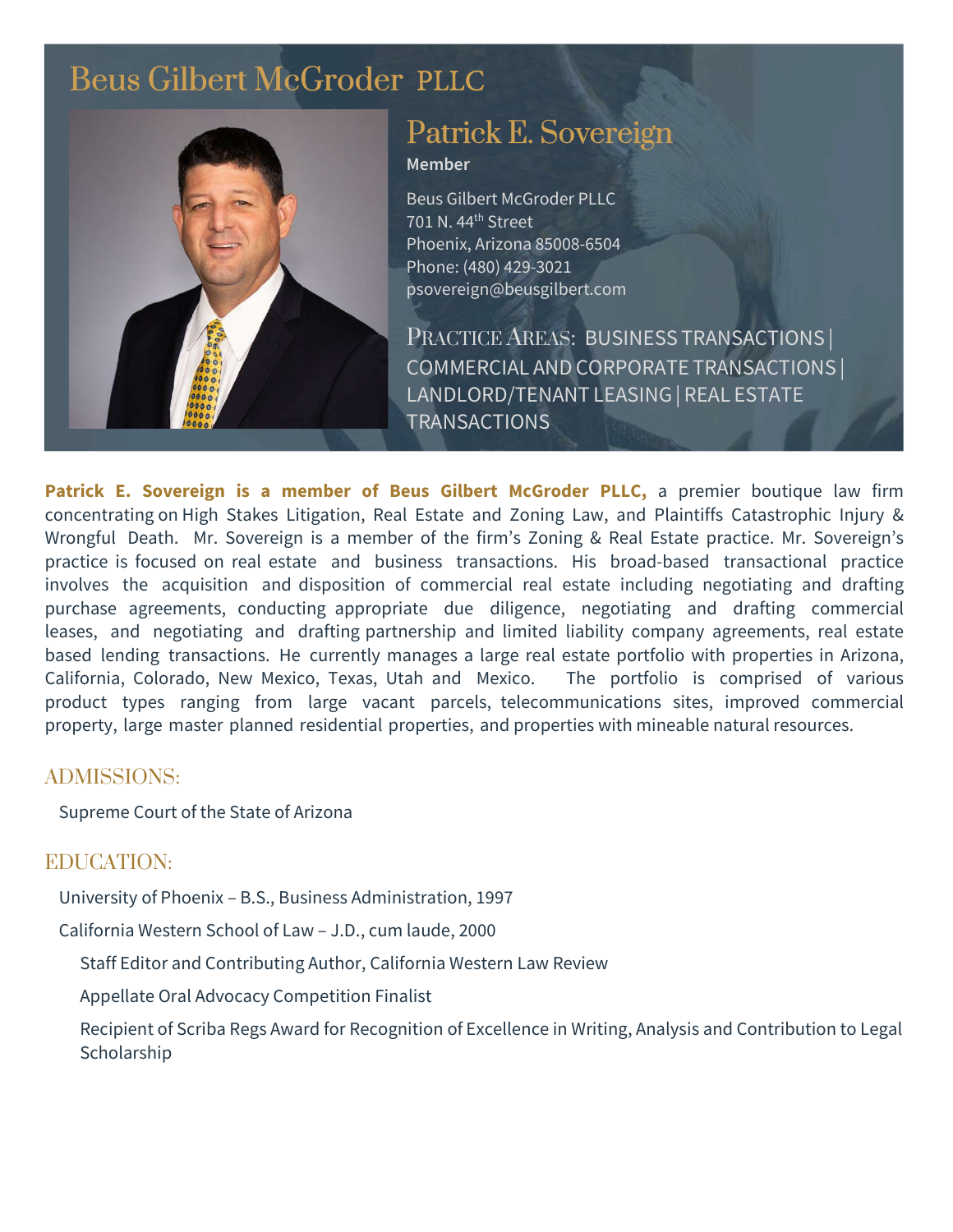# Beus Gilbert McGroder PLLC

## Patrick E. Sovereign

**Member**

Beus Gilbert McGroder PLLC
701 N. 44th Street
Phoenix, Arizona 85008-6504
Phone: (480) 429-3021
psovereign@beusgilbert.com

PRACTICE AREAS: BUSINESS TRANSACTIONS | COMMERCIAL AND CORPORATE TRANSACTIONS | LANDLORD/TENANT LEASING | REAL ESTATE TRANSACTIONS

**Patrick E. Sovereign is a member of Beus Gilbert McGroder PLLC,** a premier boutique law firm concentrating on High Stakes Litigation, Real Estate and Zoning Law, and Plaintiffs Catastrophic Injury & Wrongful Death. Mr. Sovereign is a member of the firm's Zoning & Real Estate practice. Mr. Sovereign's practice is focused on real estate and business transactions. His broad-based transactional practice involves the acquisition and disposition of commercial real estate including negotiating and drafting purchase agreements, conducting appropriate due diligence, negotiating and drafting commercial leases, and negotiating and drafting partnership and limited liability company agreements, real estate based lending transactions. He currently manages a large real estate portfolio with properties in Arizona, California, Colorado, New Mexico, Texas, Utah and Mexico. The portfolio is comprised of various product types ranging from large vacant parcels, telecommunications sites, improved commercial property, large master planned residential properties, and properties with mineable natural resources.

## ADMISSIONS:

Supreme Court of the State of Arizona

## EDUCATION:

University of Phoenix – B.S., Business Administration, 1997

California Western School of Law – J.D., cum laude, 2000

- Staff Editor and Contributing Author, California Western Law Review
- Appellate Oral Advocacy Competition Finalist
- Recipient of Scriba Regs Award for Recognition of Excellence in Writing, Analysis and Contribution to Legal Scholarship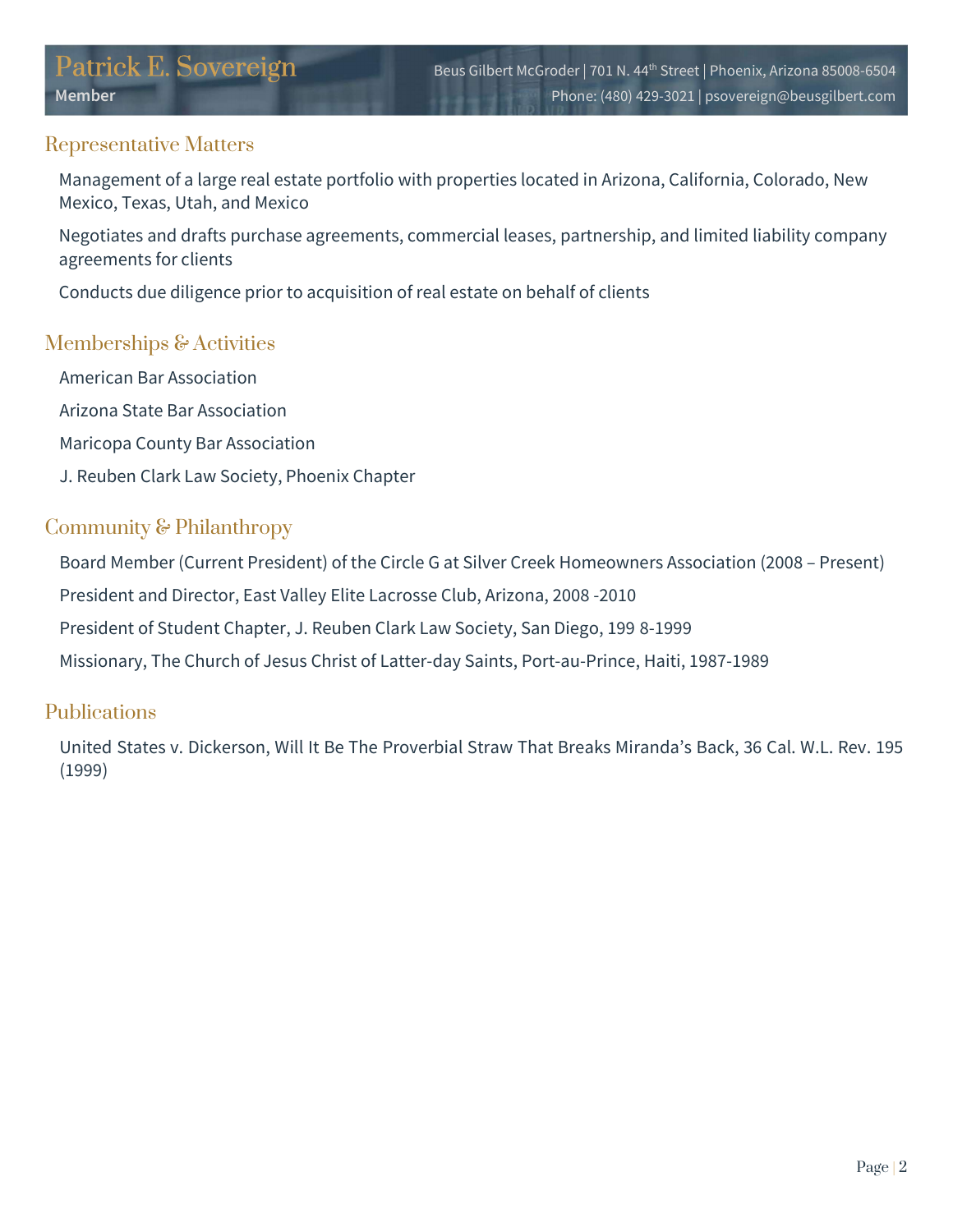Patrick E. Sovereign
Member

Beus Gilbert McGroder | 701 N. 44th Street | Phoenix, Arizona 85008-6504
Phone: (480) 429-3021 | psovereign@beusgilbert.com

## Representative Matters

Management of a large real estate portfolio with properties located in Arizona, California, Colorado, New Mexico, Texas, Utah, and Mexico

Negotiates and drafts purchase agreements, commercial leases, partnership, and limited liability company agreements for clients

Conducts due diligence prior to acquisition of real estate on behalf of clients

## Memberships & Activities

American Bar Association

Arizona State Bar Association

Maricopa County Bar Association

J. Reuben Clark Law Society, Phoenix Chapter

## Community & Philanthropy

Board Member (Current President) of the Circle G at Silver Creek Homeowners Association (2008 – Present)

President and Director, East Valley Elite Lacrosse Club, Arizona, 2008 -2010

President of Student Chapter, J. Reuben Clark Law Society, San Diego, 199 8-1999

Missionary, The Church of Jesus Christ of Latter-day Saints, Port-au-Prince, Haiti, 1987-1989

## Publications

United States v. Dickerson, Will It Be The Proverbial Straw That Breaks Miranda's Back, 36 Cal. W.L. Rev. 195 (1999)